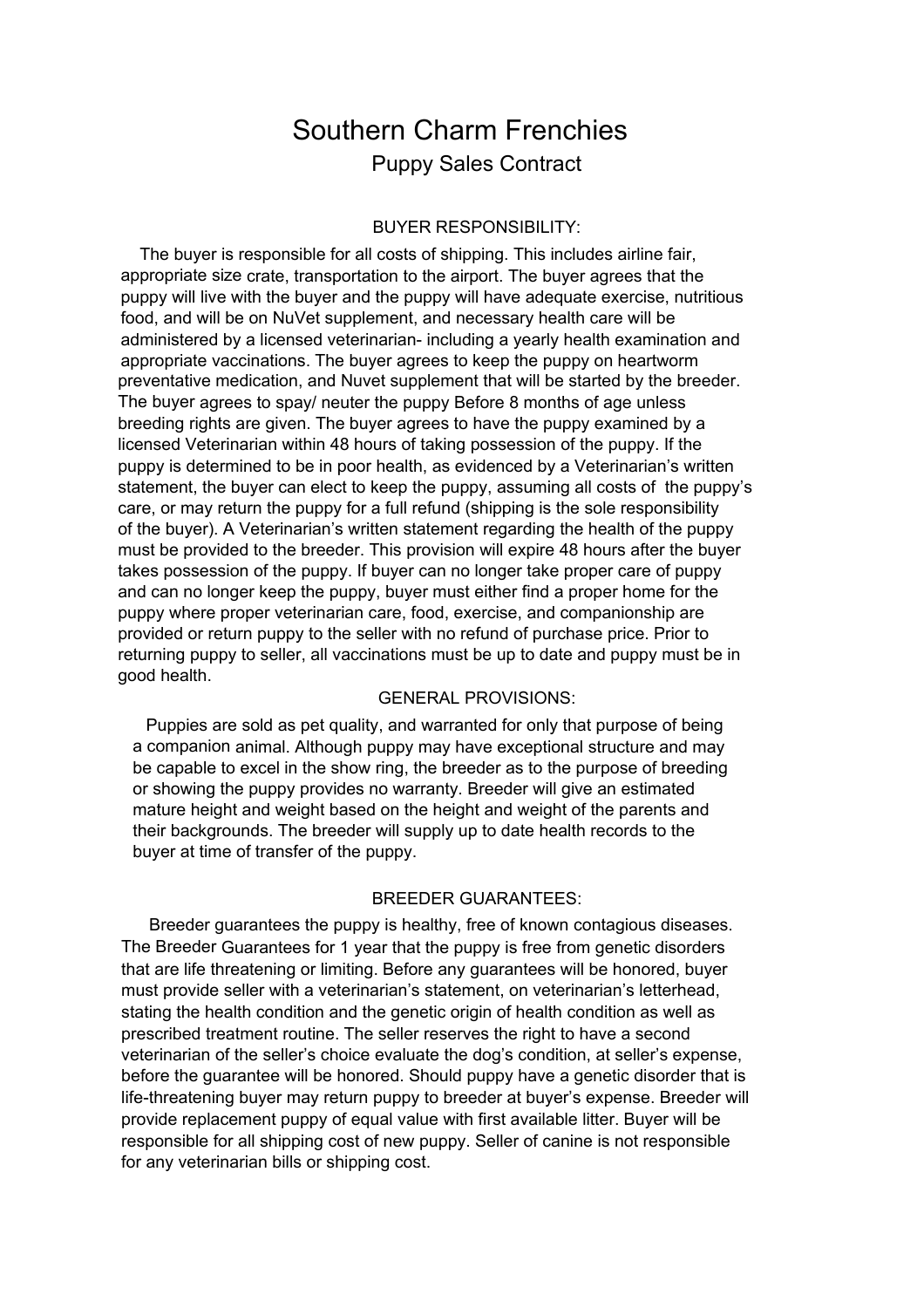# Southern Charm Frenchies

## Puppy Sales Contract

### BUYER RESPONSIBILITY:

The buyer is responsible for all costs of shipping. This includes airline fair, appropriate size crate, transportation to the airport. The buyer agrees that the puppy will live with the buyer and the puppy will have adequate exercise, nutritious food, and will be on NuVet supplement, and necessary health care will be administered by a licensed veterinarian- including a yearly health examination and appropriate vaccinations. The buyer agrees to keep the puppy on heartworm preventative medication, and Nuvet supplement that will be started by the breeder. The buyer agrees to spay/ neuter the puppy Before 8 months of age unless breeding rights are given. The buyer agrees to have the puppy examined by a licensed Veterinarian within 48 hours of taking possession of the puppy. If the puppy is determined to be in poor health, as evidenced by a Veterinarian's written statement, the buyer can elect to keep the puppy, assuming all costs of the puppy's care, or may return the puppy for a full refund (shipping is the sole responsibility of the buyer). A Veterinarian's written statement regarding the health of the puppy must be provided to the breeder. This provision will expire 48 hours after the buyer takes possession of the puppy. If buyer can no longer take proper care of puppy and can no longer keep the puppy, buyer must either find a proper home for the puppy where proper veterinarian care, food, exercise, and companionship are provided or return puppy to the seller with no refund of purchase price. Prior to returning puppy to seller, all vaccinations must be up to date and puppy must be in good health.

### GENERAL PROVISIONS:

Puppies are sold as pet quality, and warranted for only that purpose of being a companion animal. Although puppy may have exceptional structure and may be capable to excel in the show ring, the breeder as to the purpose of breeding or showing the puppy provides no warranty. Breeder will give an estimated mature height and weight based on the height and weight of the parents and their backgrounds. The breeder will supply up to date health records to the buyer at time of transfer of the puppy.

### BREEDER GUARANTEES:

Breeder guarantees the puppy is healthy, free of known contagious diseases. The Breeder Guarantees for 1 year that the puppy is free from genetic disorders that are life threatening or limiting. Before any guarantees will be honored, buyer must provide seller with a veterinarian's statement, on veterinarian's letterhead, stating the health condition and the genetic origin of health condition as well as prescribed treatment routine. The seller reserves the right to have a second veterinarian of the seller's choice evaluate the dog's condition, at seller's expense, before the guarantee will be honored. Should puppy have a genetic disorder that is life-threatening buyer may return puppy to breeder at buyer's expense. Breeder will provide replacement puppy of equal value with first available litter. Buyer will be responsible for all shipping cost of new puppy. Seller of canine is not responsible for any veterinarian bills or shipping cost.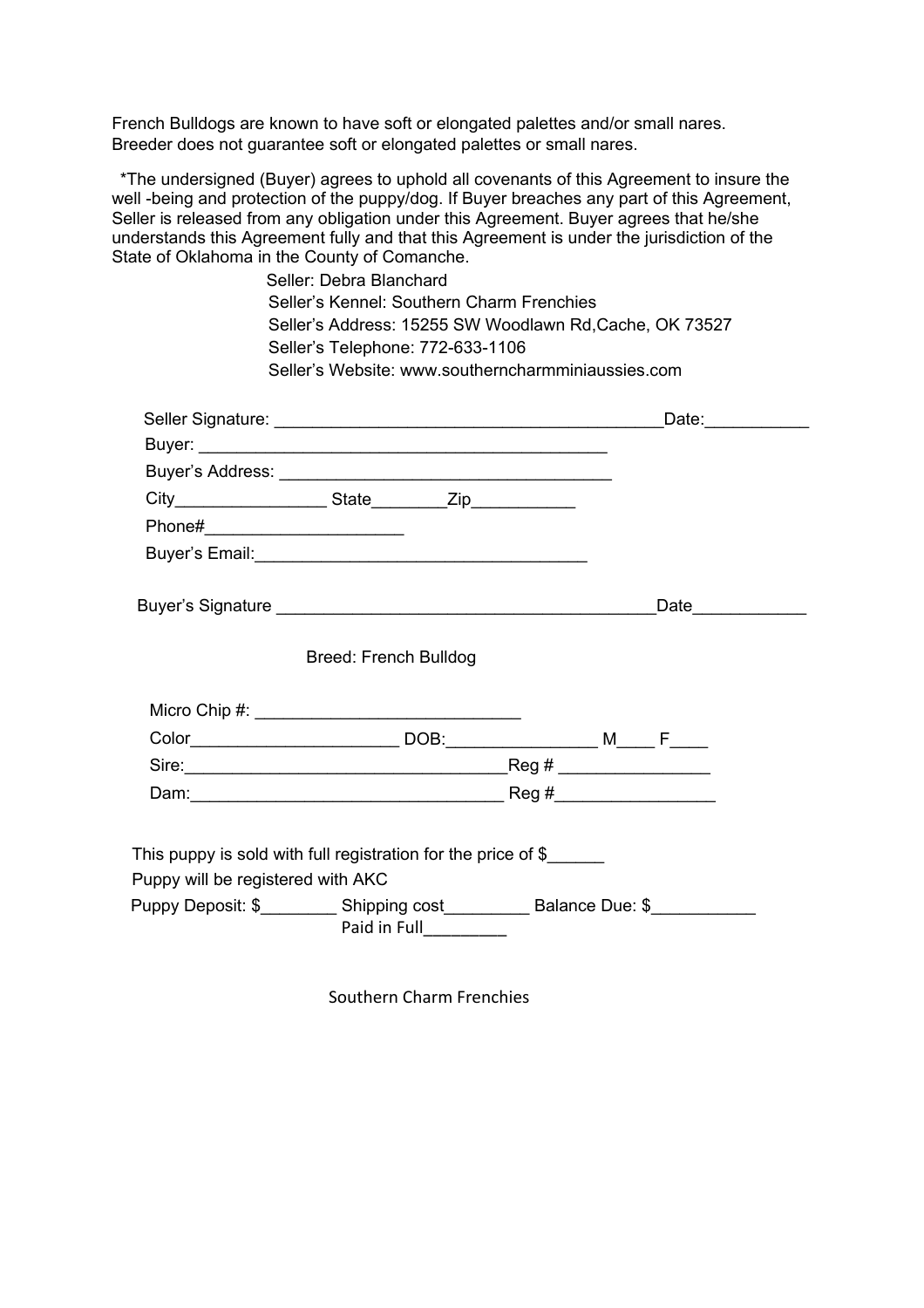French Bulldogs are known to have soft or elongated palettes and/or small nares. Breeder does not guarantee soft or elongated palettes or small nares.

*The undersigned (Buyer) agrees to uphold all covenants of this Agreement to insure the well -being and protection of the puppy/dog. If Buyer breaches any part of this Agreement, Seller is released from any obligation under this Agreement. Buyer agrees that he/she understands this Agreement fully and that this Agreement is under the jurisdiction of the State of Oklahoma in the County of Comanche.

Seller: Debra Blanchard
Seller's Kennel: Southern Charm Frenchies
Seller's Address: 15255 SW Woodlawn Rd,Cache, OK 73527
Seller's Telephone: 772-633-1106
Seller's Website: www.southerncharmminiaussies.com

Seller Signature: ________________________________________Date:___________

Buyer: ____________________________________________

Buyer's Address: ___________________________________

City________________ State________Zip___________

Phone#_____________________

Buyer's Email:___________________________________

Buyer's Signature ________________________________________Date____________

Breed: French Bulldog

Micro Chip #: ____________________________

Color______________________ DOB:________________ M____ F____

Sire:__________________________________Reg # ________________

Dam:_________________________________ Reg #_________________

This puppy is sold with full registration for the price of $______

Puppy will be registered with AKC

Puppy Deposit: $________ Shipping cost_________ Balance Due: $___________

Paid in Full_________

Southern Charm Frenchies